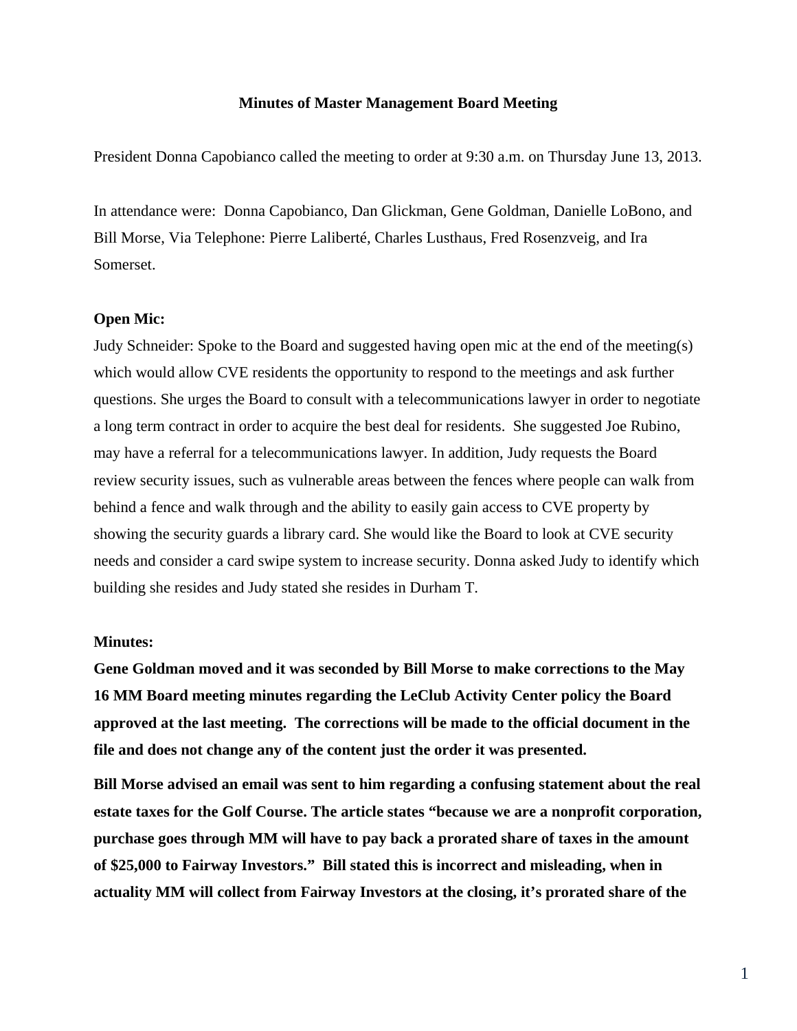**Minutes of Master Management Board Meeting**

President Donna Capobianco called the meeting to order at 9:30 a.m. on Thursday June 13, 2013.

In attendance were: Donna Capobianco, Dan Glickman, Gene Goldman, Danielle LoBono, and Bill Morse, Via Telephone: Pierre Laliberté, Charles Lusthaus, Fred Rosenzveig, and Ira Somerset.

**Open Mic:**

Judy Schneider: Spoke to the Board and suggested having open mic at the end of the meeting(s) which would allow CVE residents the opportunity to respond to the meetings and ask further questions. She urges the Board to consult with a telecommunications lawyer in order to negotiate a long term contract in order to acquire the best deal for residents. She suggested Joe Rubino, may have a referral for a telecommunications lawyer. In addition, Judy requests the Board review security issues, such as vulnerable areas between the fences where people can walk from behind a fence and walk through and the ability to easily gain access to CVE property by showing the security guards a library card. She would like the Board to look at CVE security needs and consider a card swipe system to increase security. Donna asked Judy to identify which building she resides and Judy stated she resides in Durham T.

**Minutes:**

**Gene Goldman moved and it was seconded by Bill Morse to make corrections to the May 16 MM Board meeting minutes regarding the LeClub Activity Center policy the Board approved at the last meeting. The corrections will be made to the official document in the file and does not change any of the content just the order it was presented.**

**Bill Morse advised an email was sent to him regarding a confusing statement about the real estate taxes for the Golf Course. The article states "because we are a nonprofit corporation, purchase goes through MM will have to pay back a prorated share of taxes in the amount of $25,000 to Fairway Investors." Bill stated this is incorrect and misleading, when in actuality MM will collect from Fairway Investors at the closing, it's prorated share of the**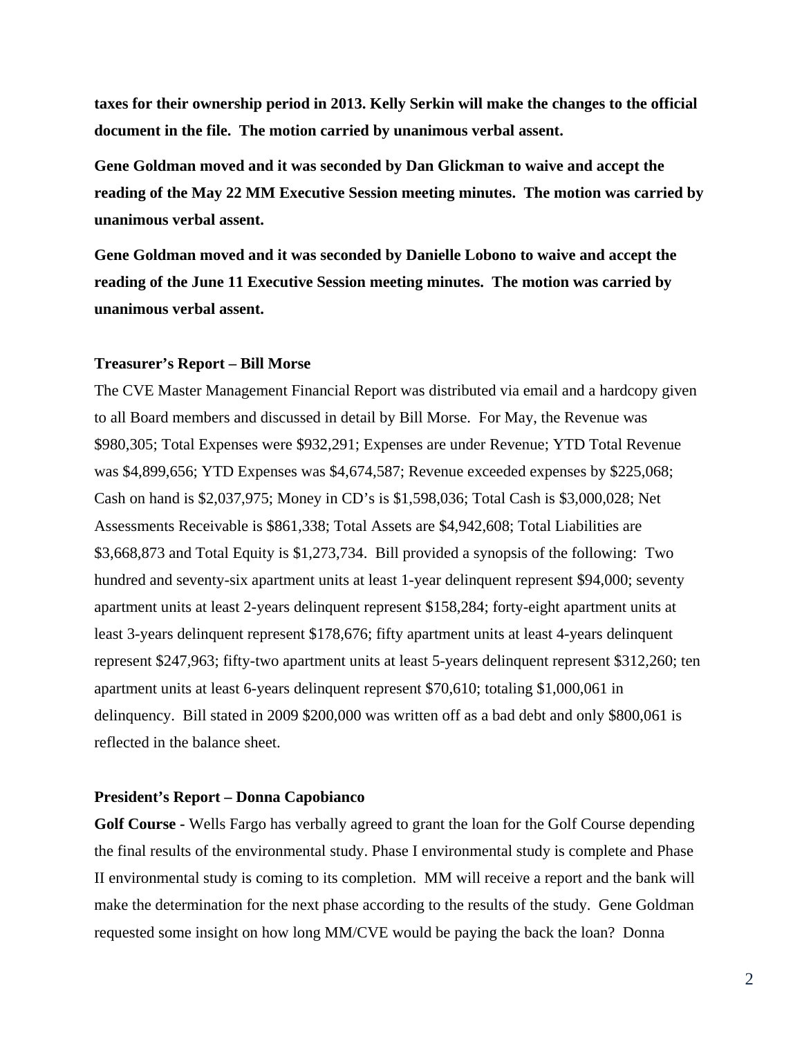**taxes for their ownership period in 2013. Kelly Serkin will make the changes to the official document in the file. The motion carried by unanimous verbal assent.**

**Gene Goldman moved and it was seconded by Dan Glickman to waive and accept the reading of the May 22 MM Executive Session meeting minutes. The motion was carried by unanimous verbal assent.**

**Gene Goldman moved and it was seconded by Danielle Lobono to waive and accept the reading of the June 11 Executive Session meeting minutes. The motion was carried by unanimous verbal assent.**

**Treasurer's Report – Bill Morse**

The CVE Master Management Financial Report was distributed via email and a hardcopy given to all Board members and discussed in detail by Bill Morse. For May, the Revenue was $980,305; Total Expenses were $932,291; Expenses are under Revenue; YTD Total Revenue was $4,899,656; YTD Expenses was $4,674,587; Revenue exceeded expenses by $225,068; Cash on hand is $2,037,975; Money in CD's is $1,598,036; Total Cash is $3,000,028; Net Assessments Receivable is $861,338; Total Assets are $4,942,608; Total Liabilities are $3,668,873 and Total Equity is $1,273,734. Bill provided a synopsis of the following: Two hundred and seventy-six apartment units at least 1-year delinquent represent $94,000; seventy apartment units at least 2-years delinquent represent $158,284; forty-eight apartment units at least 3-years delinquent represent $178,676; fifty apartment units at least 4-years delinquent represent $247,963; fifty-two apartment units at least 5-years delinquent represent $312,260; ten apartment units at least 6-years delinquent represent $70,610; totaling $1,000,061 in delinquency. Bill stated in 2009 $200,000 was written off as a bad debt and only $800,061 is reflected in the balance sheet.

**President's Report – Donna Capobianco**

**Golf Course -** Wells Fargo has verbally agreed to grant the loan for the Golf Course depending the final results of the environmental study. Phase I environmental study is complete and Phase II environmental study is coming to its completion. MM will receive a report and the bank will make the determination for the next phase according to the results of the study. Gene Goldman requested some insight on how long MM/CVE would be paying the back the loan? Donna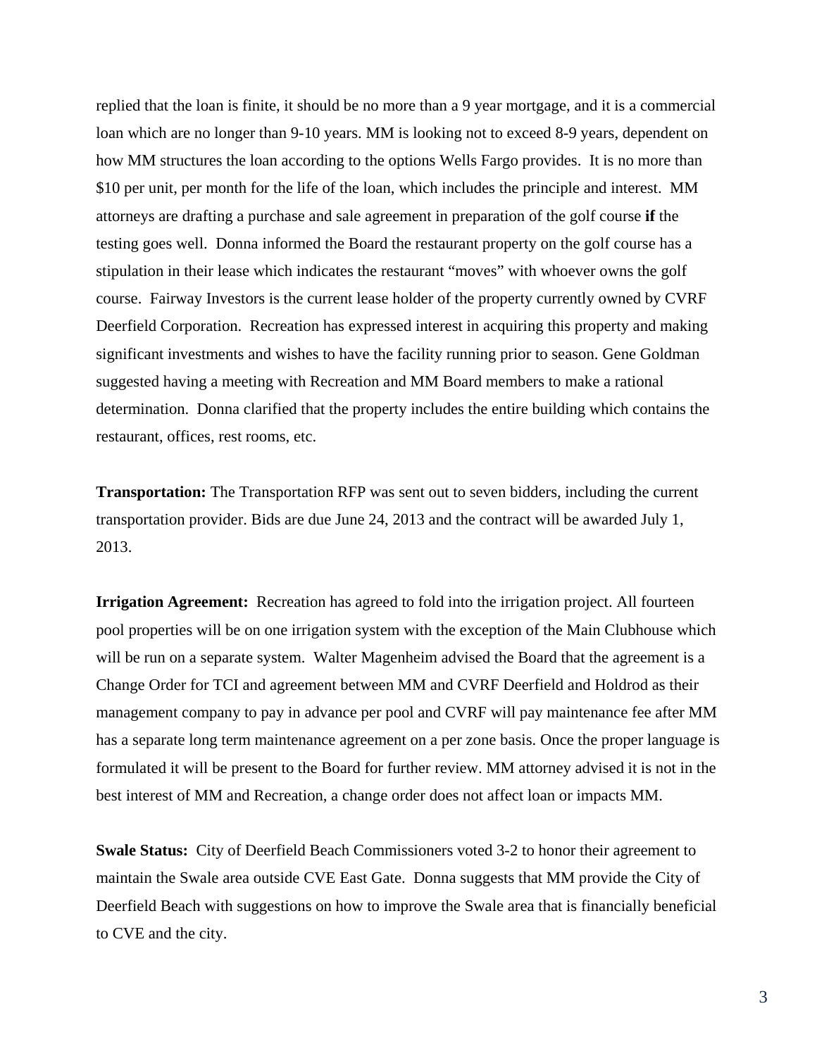replied that the loan is finite, it should be no more than a 9 year mortgage, and it is a commercial loan which are no longer than 9-10 years. MM is looking not to exceed 8-9 years, dependent on how MM structures the loan according to the options Wells Fargo provides. It is no more than $10 per unit, per month for the life of the loan, which includes the principle and interest. MM attorneys are drafting a purchase and sale agreement in preparation of the golf course **if** the testing goes well. Donna informed the Board the restaurant property on the golf course has a stipulation in their lease which indicates the restaurant "moves" with whoever owns the golf course. Fairway Investors is the current lease holder of the property currently owned by CVRF Deerfield Corporation. Recreation has expressed interest in acquiring this property and making significant investments and wishes to have the facility running prior to season. Gene Goldman suggested having a meeting with Recreation and MM Board members to make a rational determination. Donna clarified that the property includes the entire building which contains the restaurant, offices, rest rooms, etc.

**Transportation:** The Transportation RFP was sent out to seven bidders, including the current transportation provider. Bids are due June 24, 2013 and the contract will be awarded July 1, 2013.

**Irrigation Agreement:** Recreation has agreed to fold into the irrigation project. All fourteen pool properties will be on one irrigation system with the exception of the Main Clubhouse which will be run on a separate system. Walter Magenheim advised the Board that the agreement is a Change Order for TCI and agreement between MM and CVRF Deerfield and Holdrod as their management company to pay in advance per pool and CVRF will pay maintenance fee after MM has a separate long term maintenance agreement on a per zone basis. Once the proper language is formulated it will be present to the Board for further review. MM attorney advised it is not in the best interest of MM and Recreation, a change order does not affect loan or impacts MM.

**Swale Status:** City of Deerfield Beach Commissioners voted 3-2 to honor their agreement to maintain the Swale area outside CVE East Gate. Donna suggests that MM provide the City of Deerfield Beach with suggestions on how to improve the Swale area that is financially beneficial to CVE and the city.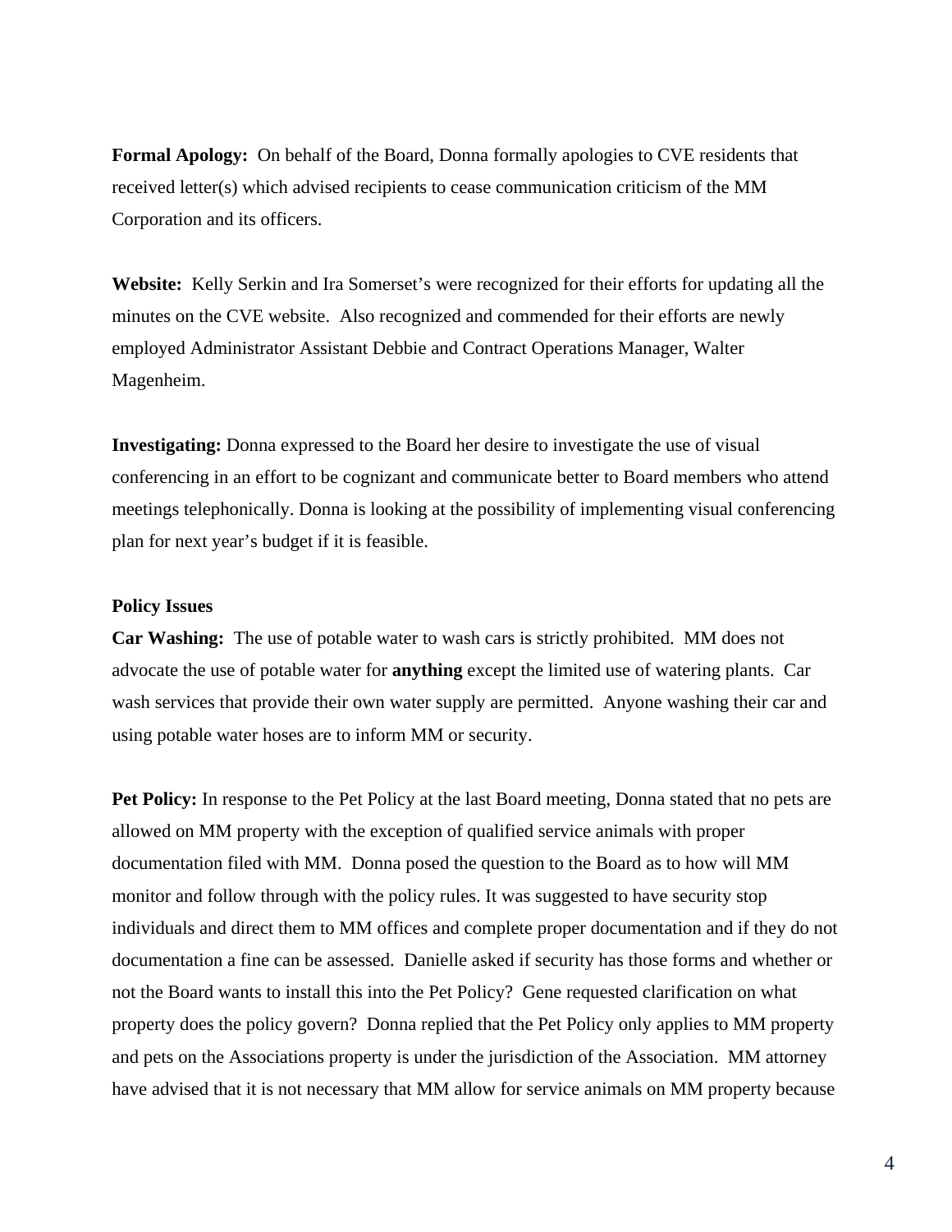**Formal Apology:** On behalf of the Board, Donna formally apologies to CVE residents that received letter(s) which advised recipients to cease communication criticism of the MM Corporation and its officers.

**Website:** Kelly Serkin and Ira Somerset's were recognized for their efforts for updating all the minutes on the CVE website. Also recognized and commended for their efforts are newly employed Administrator Assistant Debbie and Contract Operations Manager, Walter Magenheim.

**Investigating:** Donna expressed to the Board her desire to investigate the use of visual conferencing in an effort to be cognizant and communicate better to Board members who attend meetings telephonically. Donna is looking at the possibility of implementing visual conferencing plan for next year's budget if it is feasible.

**Policy Issues**

**Car Washing:** The use of potable water to wash cars is strictly prohibited. MM does not advocate the use of potable water for **anything** except the limited use of watering plants. Car wash services that provide their own water supply are permitted. Anyone washing their car and using potable water hoses are to inform MM or security.

**Pet Policy:** In response to the Pet Policy at the last Board meeting, Donna stated that no pets are allowed on MM property with the exception of qualified service animals with proper documentation filed with MM. Donna posed the question to the Board as to how will MM monitor and follow through with the policy rules. It was suggested to have security stop individuals and direct them to MM offices and complete proper documentation and if they do not documentation a fine can be assessed. Danielle asked if security has those forms and whether or not the Board wants to install this into the Pet Policy? Gene requested clarification on what property does the policy govern? Donna replied that the Pet Policy only applies to MM property and pets on the Associations property is under the jurisdiction of the Association. MM attorney have advised that it is not necessary that MM allow for service animals on MM property because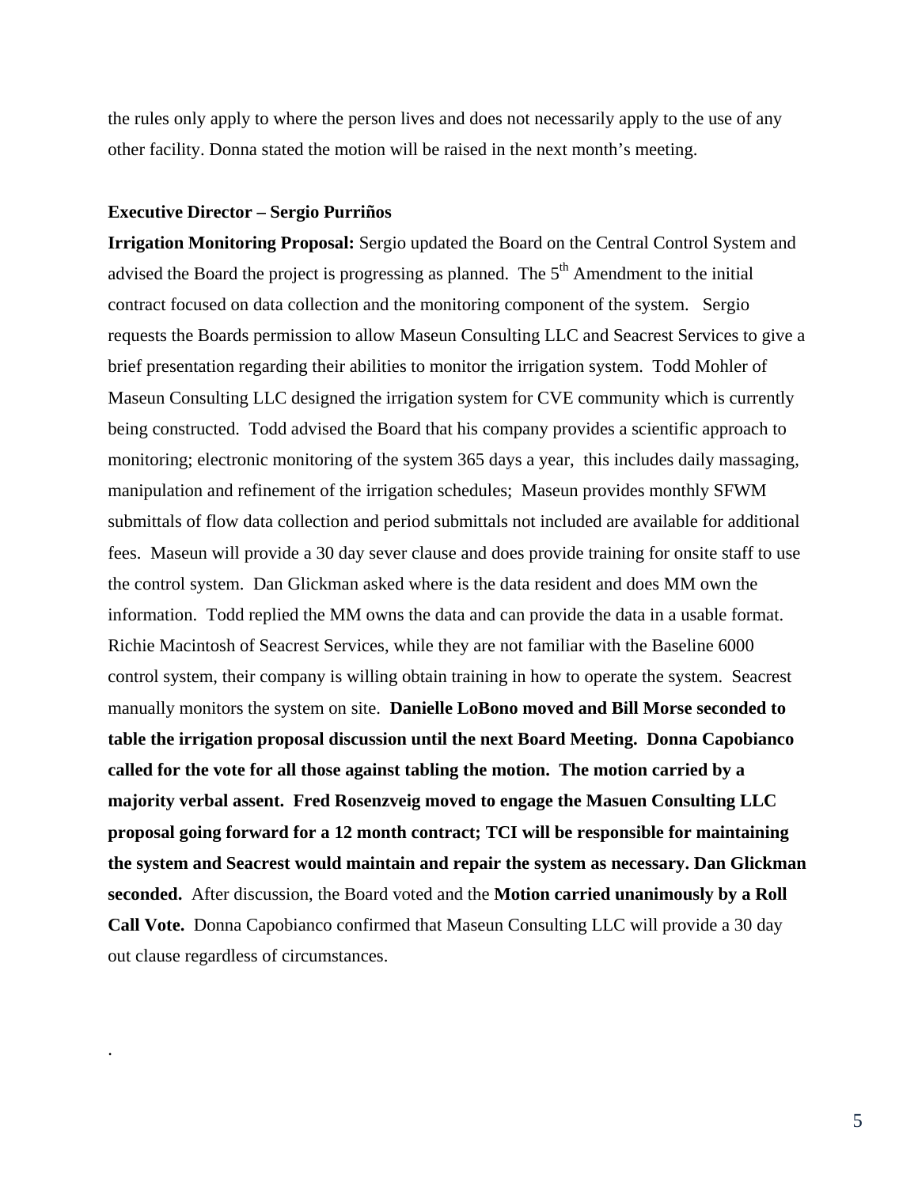the rules only apply to where the person lives and does not necessarily apply to the use of any other facility. Donna stated the motion will be raised in the next month's meeting.

**Executive Director – Sergio Purriños**

**Irrigation Monitoring Proposal:** Sergio updated the Board on the Central Control System and advised the Board the project is progressing as planned. The 5th Amendment to the initial contract focused on data collection and the monitoring component of the system. Sergio requests the Boards permission to allow Maseun Consulting LLC and Seacrest Services to give a brief presentation regarding their abilities to monitor the irrigation system. Todd Mohler of Maseun Consulting LLC designed the irrigation system for CVE community which is currently being constructed. Todd advised the Board that his company provides a scientific approach to monitoring; electronic monitoring of the system 365 days a year, this includes daily massaging, manipulation and refinement of the irrigation schedules; Maseun provides monthly SFWM submittals of flow data collection and period submittals not included are available for additional fees. Maseun will provide a 30 day sever clause and does provide training for onsite staff to use the control system. Dan Glickman asked where is the data resident and does MM own the information. Todd replied the MM owns the data and can provide the data in a usable format. Richie Macintosh of Seacrest Services, while they are not familiar with the Baseline 6000 control system, their company is willing obtain training in how to operate the system. Seacrest manually monitors the system on site. **Danielle LoBono moved and Bill Morse seconded to table the irrigation proposal discussion until the next Board Meeting. Donna Capobianco called for the vote for all those against tabling the motion. The motion carried by a majority verbal assent. Fred Rosenzveig moved to engage the Masuen Consulting LLC proposal going forward for a 12 month contract; TCI will be responsible for maintaining the system and Seacrest would maintain and repair the system as necessary. Dan Glickman seconded.** After discussion, the Board voted and the **Motion carried unanimously by a Roll Call Vote.** Donna Capobianco confirmed that Maseun Consulting LLC will provide a 30 day out clause regardless of circumstances.

.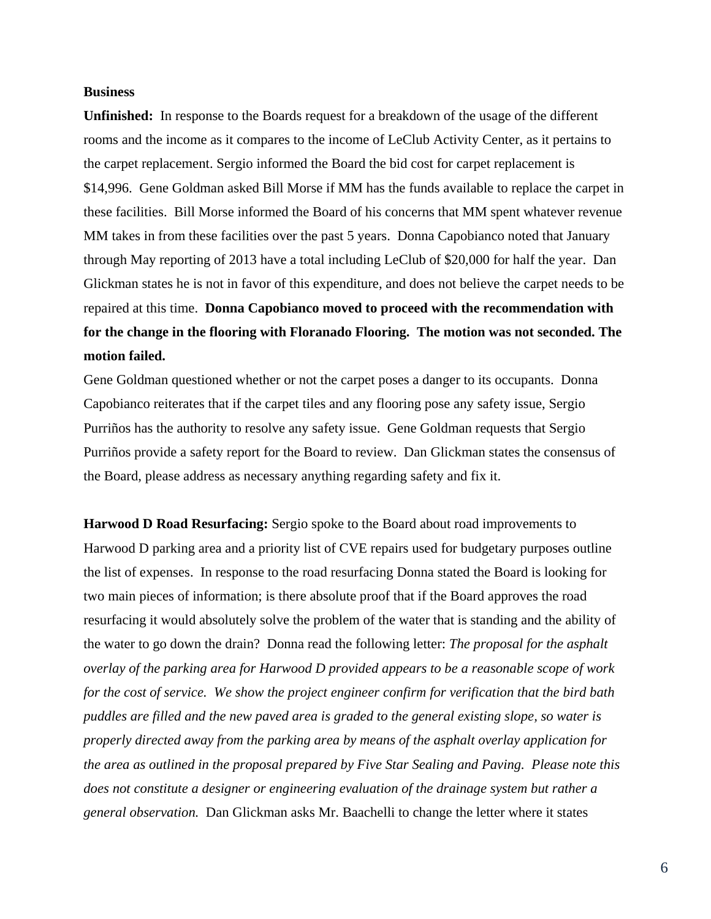**Business**

**Unfinished:** In response to the Boards request for a breakdown of the usage of the different rooms and the income as it compares to the income of LeClub Activity Center, as it pertains to the carpet replacement. Sergio informed the Board the bid cost for carpet replacement is $14,996. Gene Goldman asked Bill Morse if MM has the funds available to replace the carpet in these facilities. Bill Morse informed the Board of his concerns that MM spent whatever revenue MM takes in from these facilities over the past 5 years. Donna Capobianco noted that January through May reporting of 2013 have a total including LeClub of $20,000 for half the year. Dan Glickman states he is not in favor of this expenditure, and does not believe the carpet needs to be repaired at this time. **Donna Capobianco moved to proceed with the recommendation with for the change in the flooring with Floranado Flooring. The motion was not seconded. The motion failed.**

Gene Goldman questioned whether or not the carpet poses a danger to its occupants. Donna Capobianco reiterates that if the carpet tiles and any flooring pose any safety issue, Sergio Purriños has the authority to resolve any safety issue. Gene Goldman requests that Sergio Purriños provide a safety report for the Board to review. Dan Glickman states the consensus of the Board, please address as necessary anything regarding safety and fix it.

**Harwood D Road Resurfacing:** Sergio spoke to the Board about road improvements to Harwood D parking area and a priority list of CVE repairs used for budgetary purposes outline the list of expenses. In response to the road resurfacing Donna stated the Board is looking for two main pieces of information; is there absolute proof that if the Board approves the road resurfacing it would absolutely solve the problem of the water that is standing and the ability of the water to go down the drain? Donna read the following letter: *The proposal for the asphalt overlay of the parking area for Harwood D provided appears to be a reasonable scope of work for the cost of service. We show the project engineer confirm for verification that the bird bath puddles are filled and the new paved area is graded to the general existing slope, so water is properly directed away from the parking area by means of the asphalt overlay application for the area as outlined in the proposal prepared by Five Star Sealing and Paving. Please note this does not constitute a designer or engineering evaluation of the drainage system but rather a general observation.* Dan Glickman asks Mr. Baachelli to change the letter where it states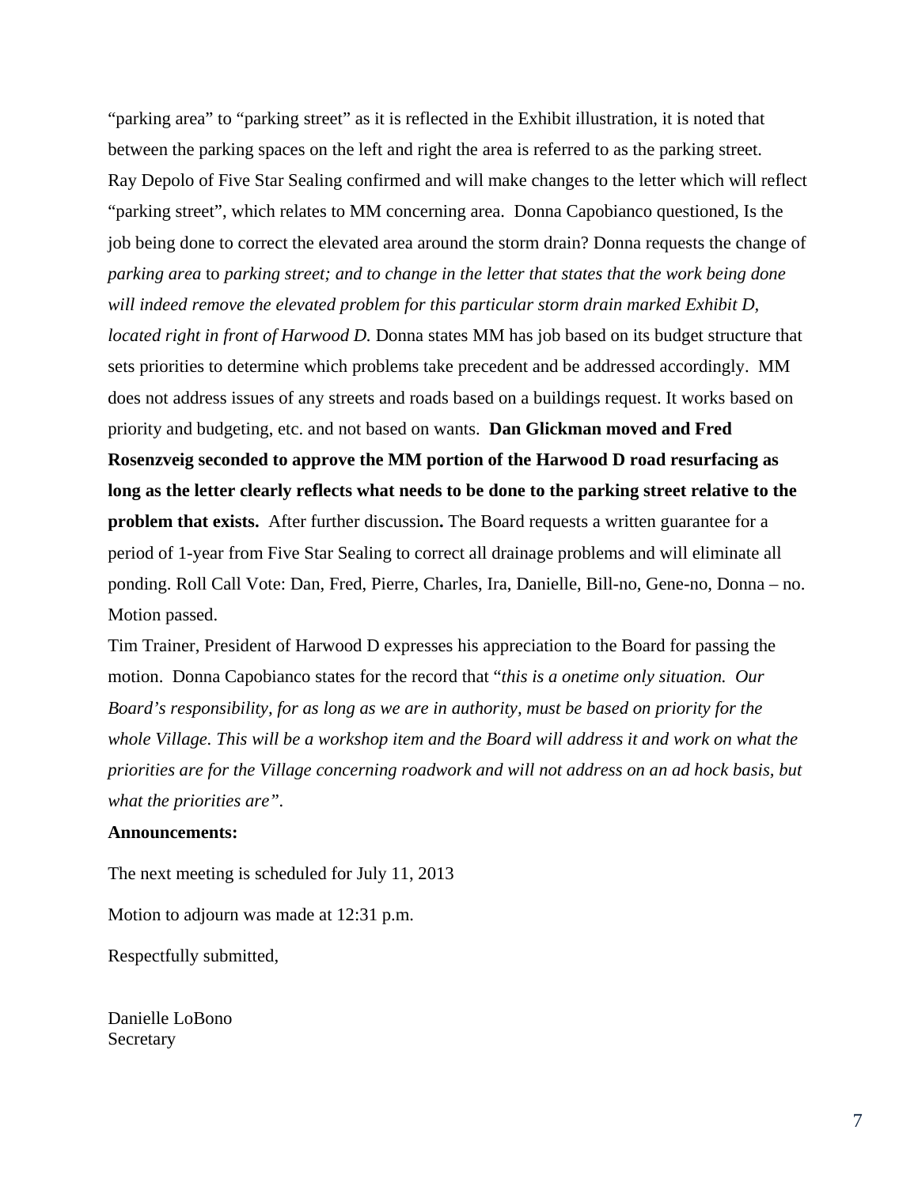"parking area" to "parking street" as it is reflected in the Exhibit illustration, it is noted that between the parking spaces on the left and right the area is referred to as the parking street. Ray Depolo of Five Star Sealing confirmed and will make changes to the letter which will reflect "parking street", which relates to MM concerning area. Donna Capobianco questioned, Is the job being done to correct the elevated area around the storm drain? Donna requests the change of *parking area* to *parking street; and to change in the letter that states that the work being done will indeed remove the elevated problem for this particular storm drain marked Exhibit D, located right in front of Harwood D.* Donna states MM has job based on its budget structure that sets priorities to determine which problems take precedent and be addressed accordingly. MM does not address issues of any streets and roads based on a buildings request. It works based on priority and budgeting, etc. and not based on wants. **Dan Glickman moved and Fred Rosenzveig seconded to approve the MM portion of the Harwood D road resurfacing as long as the letter clearly reflects what needs to be done to the parking street relative to the problem that exists.** After further discussion**.** The Board requests a written guarantee for a period of 1-year from Five Star Sealing to correct all drainage problems and will eliminate all ponding. Roll Call Vote: Dan, Fred, Pierre, Charles, Ira, Danielle, Bill-no, Gene-no, Donna – no. Motion passed.

Tim Trainer, President of Harwood D expresses his appreciation to the Board for passing the motion. Donna Capobianco states for the record that "*this is a onetime only situation. Our Board's responsibility, for as long as we are in authority, must be based on priority for the whole Village. This will be a workshop item and the Board will address it and work on what the priorities are for the Village concerning roadwork and will not address on an ad hock basis, but what the priorities are".*

**Announcements:**

The next meeting is scheduled for July 11, 2013

Motion to adjourn was made at 12:31 p.m.

Respectfully submitted,

Danielle LoBono
Secretary